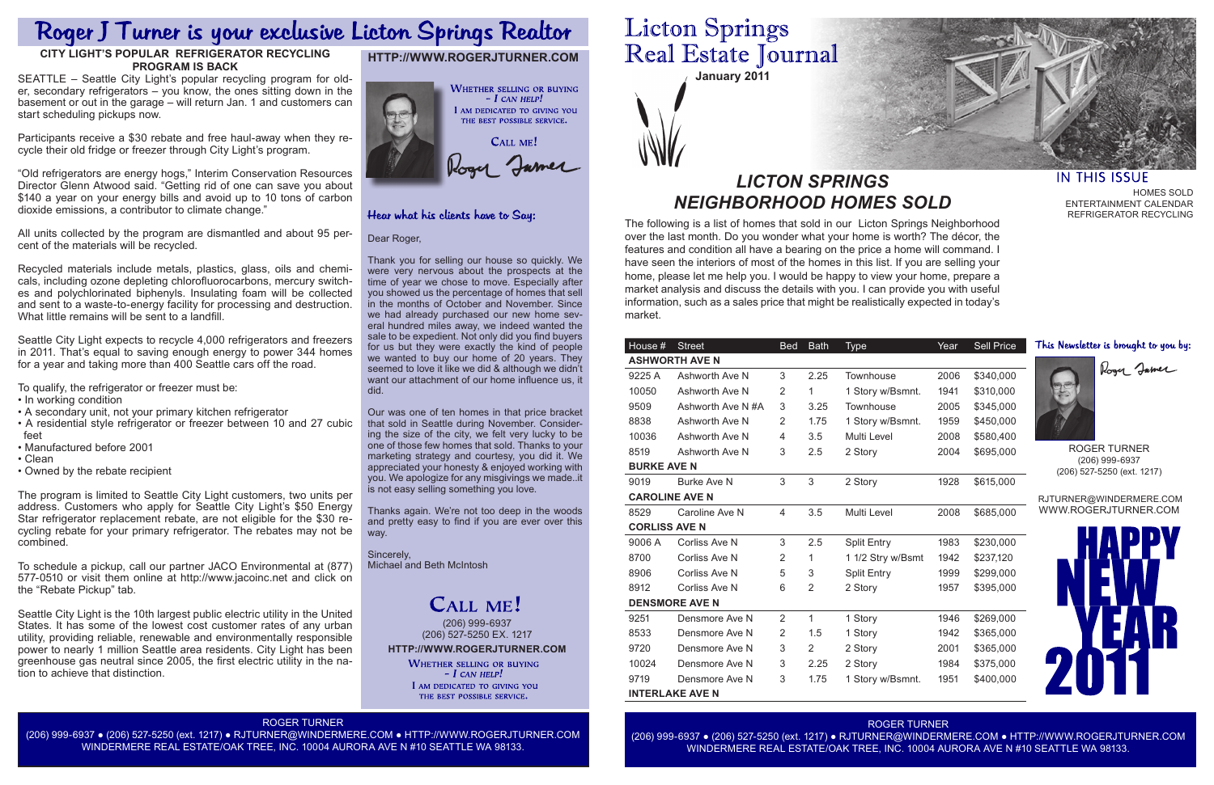# Roger J Turner is your exclusive Licton Springs Realtor

### CITY LIGHT'S POPULAR REFRIGERATOR RECYCLING PROGRAM IS BACK

SEATTLE – Seattle City Light's popular recycling program for older, secondary refrigerators – you know, the ones sitting down in the basement or out in the garage – will return Jan. 1 and customers can start scheduling pickups now.

Participants receive a $30 rebate and free haul-away when they recycle their old fridge or freezer through City Light's program.

"Old refrigerators are energy hogs," Interim Conservation Resources Director Glenn Atwood said. "Getting rid of one can save you about $140 a year on your energy bills and avoid up to 10 tons of carbon dioxide emissions, a contributor to climate change."

All units collected by the program are dismantled and about 95 percent of the materials will be recycled.

Recycled materials include metals, plastics, glass, oils and chemicals, including ozone depleting chlorofluorocarbons, mercury switches and polychlorinated biphenyls. Insulating foam will be collected and sent to a waste-to-energy facility for processing and destruction. What little remains will be sent to a landfill.

Seattle City Light expects to recycle 4,000 refrigerators and freezers in 2011. That's equal to saving enough energy to power 344 homes for a year and taking more than 400 Seattle cars off the road.

To qualify, the refrigerator or freezer must be:

- In working condition
- A secondary unit, not your primary kitchen refrigerator
- A residential style refrigerator or freezer between 10 and 27 cubic feet
- Manufactured before 2001
- Clean
- Owned by the rebate recipient

The program is limited to Seattle City Light customers, two units per address. Customers who apply for Seattle City Light's $50 Energy Star refrigerator replacement rebate, are not eligible for the $30 recycling rebate for your primary refrigerator. The rebates may not be combined.

To schedule a pickup, call our partner JACO Environmental at (877) 577-0510 or visit them online at http://www.jacoinc.net and click on the "Rebate Pickup" tab.

Seattle City Light is the 10th largest public electric utility in the United States. It has some of the lowest cost customer rates of any urban utility, providing reliable, renewable and environmentally responsible power to nearly 1 million Seattle area residents. City Light has been greenhouse gas neutral since 2005, the first electric utility in the nation to achieve that distinction.

**HTTP://WWW.ROGERJTURNER.COM**

WHETHER SELLING OR BUYING – *I CAN HELP!*
I AM DEDICATED TO GIVING YOU THE BEST POSSIBLE SERVICE.

CALL ME!

Roger Turner

### Hear what his clients have to Say:

Dear Roger,

Thank you for selling our house so quickly. We were very nervous about the prospects at the time of year we chose to move. Especially after you showed us the percentage of homes that sell in the months of October and November. Since we had already purchased our new home several hundred miles away, we indeed wanted the sale to be expedient. Not only did you find buyers for us but they were exactly the kind of people we wanted to buy our home of 20 years. They seemed to love it like we did & although we didn't want our attachment of our home influence us, it did.

Our was one of ten homes in that price bracket that sold in Seattle during November. Considering the size of the city, we felt very lucky to be one of those few homes that sold. Thanks to your marketing strategy and courtesy, you did it. We appreciated your honesty & enjoyed working with you. We apologize for any misgivings we made..it is not easy selling something you love.

Thanks again. We're not too deep in the woods and pretty easy to find if you are ever over this way.

Sincerely,
Michael and Beth McIntosh

## CALL ME!

(206) 999-6937
(206) 527-5250 EX. 1217
**HTTP://WWW.ROGERJTURNER.COM**

WHETHER SELLING OR BUYING – *I CAN HELP!*
I AM DEDICATED TO GIVING YOU THE BEST POSSIBLE SERVICE.

ROGER TURNER
(206) 999-6937 ● (206) 527-5250 (ext. 1217) ● RJTURNER@WINDERMERE.COM ● HTTP://WWW.ROGERJTURNER.COM
WINDERMERE REAL ESTATE/OAK TREE, INC. 10004 AURORA AVE N #10 SEATTLE WA 98133.

# Licton Springs Real Estate Journal

**January 2011**

## IN THIS ISSUE

HOMES SOLD
ENTERTAINMENT CALENDAR
REFRIGERATOR RECYCLING

## *LICTON SPRINGS NEIGHBORHOOD HOMES SOLD*

The following is a list of homes that sold in our Licton Springs Neighborhood over the last month. Do you wonder what your home is worth? The décor, the features and condition all have a bearing on the price a home will command. I have seen the interiors of most of the homes in this list. If you are selling your home, please let me help you. I would be happy to view your home, prepare a market analysis and discuss the details with you. I can provide you with useful information, such as a sales price that might be realistically expected in today's market.

| House # | Street | Bed | Bath | Type | Year | Sell Price |
|---|---|---|---|---|---|---|
| **ASHWORTH AVE N** | | | | | | |
| 9225 A | Ashworth Ave N | 3 | 2.25 | Townhouse | 2006 | $340,000 |
| 10050 | Ashworth Ave N | 2 | 1 | 1 Story w/Bsmnt. | 1941 | $310,000 |
| 9509 | Ashworth Ave N #A | 3 | 3.25 | Townhouse | 2005 | $345,000 |
| 8838 | Ashworth Ave N | 2 | 1.75 | 1 Story w/Bsmnt. | 1959 | $450,000 |
| 10036 | Ashworth Ave N | 4 | 3.5 | Multi Level | 2008 | $580,400 |
| 8519 | Ashworth Ave N | 3 | 2.5 | 2 Story | 2004 | $695,000 |
| **BURKE AVE N** | | | | | | |
| 9019 | Burke Ave N | 3 | 3 | 2 Story | 1928 | $615,000 |
| **CAROLINE AVE N** | | | | | | |
| 8529 | Caroline Ave N | 4 | 3.5 | Multi Level | 2008 | $685,000 |
| **CORLISS AVE N** | | | | | | |
| 9006 A | Corliss Ave N | 3 | 2.5 | Split Entry | 1983 | $230,000 |
| 8700 | Corliss Ave N | 2 | 1 | 1 1/2 Stry w/Bsmt | 1942 | $237,120 |
| 8906 | Corliss Ave N | 5 | 3 | Split Entry | 1999 | $299,000 |
| 8912 | Corliss Ave N | 6 | 2 | 2 Story | 1957 | $395,000 |
| **DENSMORE AVE N** | | | | | | |
| 9251 | Densmore Ave N | 2 | 1 | 1 Story | 1946 | $269,000 |
| 8533 | Densmore Ave N | 2 | 1.5 | 1 Story | 1942 | $365,000 |
| 9720 | Densmore Ave N | 3 | 2 | 2 Story | 2001 | $365,000 |
| 10024 | Densmore Ave N | 3 | 2.25 | 2 Story | 1984 | $375,000 |
| 9719 | Densmore Ave N | 3 | 1.75 | 1 Story w/Bsmnt. | 1951 | $400,000 |
| **INTERLAKE AVE N** | | | | | | |

### This Newsletter is brought to you by:

Roger Turner

ROGER TURNER
(206) 999-6937
(206) 527-5250 (ext. 1217)

RJTURNER@WINDERMERE.COM
WWW.ROGERJTURNER.COM

HAPPY NEW YEAR 2011

ROGER TURNER
(206) 999-6937 ● (206) 527-5250 (ext. 1217) ● RJTURNER@WINDERMERE.COM ● HTTP://WWW.ROGERJTURNER.COM
WINDERMERE REAL ESTATE/OAK TREE, INC. 10004 AURORA AVE N #10 SEATTLE WA 98133.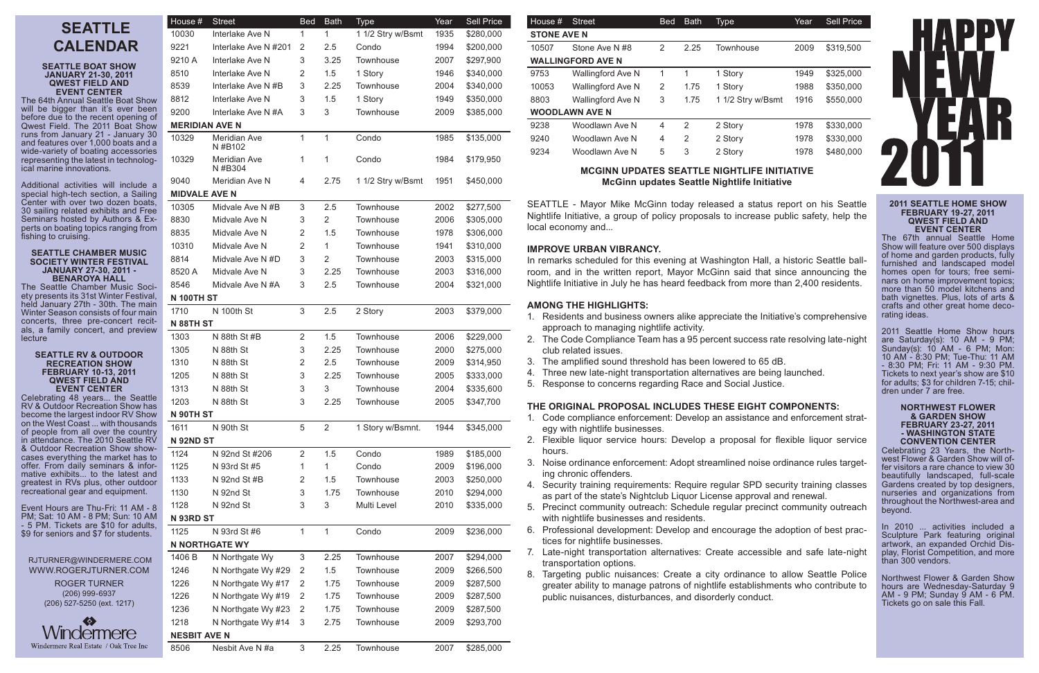# SEATTLE CALENDAR

### SEATTLE BOAT SHOW JANUARY 21-30, 2011 QWEST FIELD AND EVENT CENTER

The 64th Annual Seattle Boat Show will be bigger than it's ever been before due to the recent opening of Qwest Field. The 2011 Boat Show runs from January 21 - January 30 and features over 1,000 boats and a wide-variety of boating accessories representing the latest in technological marine innovations.

Additional activities will include a special high-tech section, a Sailing Center with over two dozen boats, 30 sailing related exhibits and Free Seminars hosted by Authors & Experts on boating topics ranging from fishing to cruising.

### SEATTLE CHAMBER MUSIC SOCIETY WINTER FESTIVAL JANUARY 27-30, 2011 - BENAROYA HALL

The Seattle Chamber Music Society presents its 31st Winter Festival, held January 27th - 30th. The main Winter Season consists of four main concerts, three pre-concert recitals, a family concert, and preview lecture

### SEATTLE RV & OUTDOOR RECREATION SHOW FEBRUARY 10-13, 2011 QWEST FIELD AND EVENT CENTER

Celebrating 48 years... the Seattle RV & Outdoor Recreation Show has become the largest indoor RV Show on the West Coast ... with thousands of people from all over the country in attendance. The 2010 Seattle RV & Outdoor Recreation Show showcases everything the market has to offer. From daily seminars & informative exhibits... to the latest and greatest in RVs plus, other outdoor recreational gear and equipment.

Event Hours are Thu-Fri: 11 AM - 8 PM; Sat: 10 AM - 8 PM; Sun: 10 AM - 5 PM. Tickets are $10 for adults, $9 for seniors and $7 for students.

RJTURNER@WINDERMERE.COM
WWW.ROGERJTURNER.COM

ROGER TURNER
(206) 999-6937
(206) 527-5250 (ext. 1217)

Windermere
Windermere Real Estate / Oak Tree Inc

| House # | Street | Bed | Bath | Type | Year | Sell Price |
|---|---|---|---|---|---|---|
| 10030 | Interlake Ave N | 1 | 1 | 1 1/2 Stry w/Bsmt | 1935 | $280,000 |
| 9221 | Interlake Ave N #201 | 2 | 2.5 | Condo | 1994 | $200,000 |
| 9210 A | Interlake Ave N | 3 | 3.25 | Townhouse | 2007 | $297,900 |
| 8510 | Interlake Ave N | 2 | 1.5 | 1 Story | 1946 | $340,000 |
| 8539 | Interlake Ave N #B | 3 | 2.25 | Townhouse | 2004 | $340,000 |
| 8812 | Interlake Ave N | 3 | 1.5 | 1 Story | 1949 | $350,000 |
| 9200 | Interlake Ave N #A | 3 | 3 | Townhouse | 2009 | $385,000 |
| **MERIDIAN AVE N** | | | | | | |
| 10329 | Meridian Ave N #B102 | 1 | 1 | Condo | 1985 | $135,000 |
| 10329 | Meridian Ave N #B304 | 1 | 1 | Condo | 1984 | $179,950 |
| 9040 | Meridian Ave N | 4 | 2.75 | 1 1/2 Stry w/Bsmt | 1951 | $450,000 |
| **MIDVALE AVE N** | | | | | | |
| 10305 | Midvale Ave N #B | 3 | 2.5 | Townhouse | 2002 | $277,500 |
| 8830 | Midvale Ave N | 3 | 2 | Townhouse | 2006 | $305,000 |
| 8835 | Midvale Ave N | 2 | 1.5 | Townhouse | 1978 | $306,000 |
| 10310 | Midvale Ave N | 2 | 1 | Townhouse | 1941 | $310,000 |
| 8814 | Midvale Ave N #D | 3 | 2 | Townhouse | 2003 | $315,000 |
| 8520 A | Midvale Ave N | 3 | 2.25 | Townhouse | 2003 | $316,000 |
| 8546 | Midvale Ave N #A | 3 | 2.5 | Townhouse | 2004 | $321,000 |
| **N 100TH ST** | | | | | | |
| 1710 | N 100th St | 3 | 2.5 | 2 Story | 2003 | $379,000 |
| **N 88TH ST** | | | | | | |
| 1303 | N 88th St #B | 2 | 1.5 | Townhouse | 2006 | $229,000 |
| 1305 | N 88th St | 3 | 2.25 | Townhouse | 2000 | $275,000 |
| 1310 | N 88th St | 2 | 2.5 | Townhouse | 2009 | $314,950 |
| 1205 | N 88th St | 3 | 2.25 | Townhouse | 2005 | $333,000 |
| 1313 | N 88th St | 3 | 3 | Townhouse | 2004 | $335,600 |
| 1203 | N 88th St | 3 | 2.25 | Townhouse | 2005 | $347,700 |
| **N 90TH ST** | | | | | | |
| 1611 | N 90th St | 5 | 2 | 1 Story w/Bsmnt. | 1944 | $345,000 |
| **N 92ND ST** | | | | | | |
| 1124 | N 92nd St #206 | 2 | 1.5 | Condo | 1989 | $185,000 |
| 1125 | N 93rd St #5 | 1 | 1 | Condo | 2009 | $196,000 |
| 1133 | N 92nd St #B | 2 | 1.5 | Townhouse | 2003 | $250,000 |
| 1130 | N 92nd St | 3 | 1.75 | Townhouse | 2010 | $294,000 |
| 1128 | N 92nd St | 3 | 3 | Multi Level | 2010 | $335,000 |
| **N 93RD ST** | | | | | | |
| 1125 | N 93rd St #6 | 1 | 1 | Condo | 2009 | $236,000 |
| **N NORTHGATE WY** | | | | | | |
| 1406 B | N Northgate Wy | 3 | 2.25 | Townhouse | 2007 | $294,000 |
| 1246 | N Northgate Wy #29 | 2 | 1.5 | Townhouse | 2009 | $266,500 |
| 1226 | N Northgate Wy #17 | 2 | 1.75 | Townhouse | 2009 | $287,500 |
| 1226 | N Northgate Wy #19 | 2 | 1.75 | Townhouse | 2009 | $287,500 |
| 1236 | N Northgate Wy #23 | 2 | 1.75 | Townhouse | 2009 | $287,500 |
| 1218 | N Northgate Wy #14 | 3 | 2.75 | Townhouse | 2009 | $293,700 |
| **NESBIT AVE N** | | | | | | |
| 8506 | Nesbit Ave N #a | 3 | 2.25 | Townhouse | 2007 | $285,000 |

| House # | Street | Bed | Bath | Type | Year | Sell Price |
|---|---|---|---|---|---|---|
| **STONE AVE N** | | | | | | |
| 10507 | Stone Ave N #8 | 2 | 2.25 | Townhouse | 2009 | $319,500 |
| **WALLINGFORD AVE N** | | | | | | |
| 9753 | Wallingford Ave N | 1 | 1 | 1 Story | 1949 | $325,000 |
| 10053 | Wallingford Ave N | 2 | 1.75 | 1 Story | 1988 | $350,000 |
| 8803 | Wallingford Ave N | 3 | 1.75 | 1 1/2 Stry w/Bsmt | 1916 | $550,000 |
| **WOODLAWN AVE N** | | | | | | |
| 9238 | Woodlawn Ave N | 4 | 2 | 2 Story | 1978 | $330,000 |
| 9240 | Woodlawn Ave N | 4 | 2 | 2 Story | 1978 | $330,000 |
| 9234 | Woodlawn Ave N | 5 | 3 | 2 Story | 1978 | $480,000 |

## MCGINN UPDATES SEATTLE NIGHTLIFE INITIATIVE

**McGinn updates Seattle Nightlife Initiative**

SEATTLE - Mayor Mike McGinn today released a status report on his Seattle Nightlife Initiative, a group of policy proposals to increase public safety, help the local economy and...

### IMPROVE URBAN VIBRANCY.

In remarks scheduled for this evening at Washington Hall, a historic Seattle ballroom, and in the written report, Mayor McGinn said that since announcing the Nightlife Initiative in July he has heard feedback from more than 2,400 residents.

### AMONG THE HIGHLIGHTS:

1. Residents and business owners alike appreciate the Initiative's comprehensive approach to managing nightlife activity.
2. The Code Compliance Team has a 95 percent success rate resolving late-night club related issues.
3. The amplified sound threshold has been lowered to 65 dB.
4. Three new late-night transportation alternatives are being launched.
5. Response to concerns regarding Race and Social Justice.

### THE ORIGINAL PROPOSAL INCLUDES THESE EIGHT COMPONENTS:

1. Code compliance enforcement: Develop an assistance and enforcement strategy with nightlife businesses.
2. Flexible liquor service hours: Develop a proposal for flexible liquor service hours.
3. Noise ordinance enforcement: Adopt streamlined noise ordinance rules targeting chronic offenders.
4. Security training requirements: Require regular SPD security training classes as part of the state's Nightclub Liquor License approval and renewal.
5. Precinct community outreach: Schedule regular precinct community outreach with nightlife businesses and residents.
6. Professional development: Develop and encourage the adoption of best practices for nightlife businesses.
7. Late-night transportation alternatives: Create accessible and safe late-night transportation options.
8. Targeting public nuisances: Create a city ordinance to allow Seattle Police greater ability to manage patrons of nightlife establishments who contribute to public nuisances, disturbances, and disorderly conduct.

# HAPPY NEW YEAR 2011

### 2011 SEATTLE HOME SHOW FEBRUARY 19-27, 2011 QWEST FIELD AND EVENT CENTER

The 67th annual Seattle Home Show will feature over 500 displays of home and garden products, fully furnished and landscaped model homes open for tours; free seminars on home improvement topics; more than 50 model kitchens and bath vignettes. Plus, lots of arts & crafts and other great home decorating ideas.

2011 Seattle Home Show hours are Saturday(s): 10 AM - 9 PM; Sunday(s): 10 AM - 6 PM; Mon: 10 AM - 8:30 PM; Tue-Thu: 11 AM - 8:30 PM; Fri: 11 AM - 9:30 PM. Tickets to next year's show are $10 for adults; $3 for children 7-15; children under 7 are free.

### NORTHWEST FLOWER & GARDEN SHOW FEBRUARY 23-27, 2011 - WASHINGTON STATE CONVENTION CENTER

Celebrating 23 Years, the Northwest Flower & Garden Show will offer visitors a rare chance to view 30 beautifully landscaped, full-scale Gardens created by top designers, nurseries and organizations from throughout the Northwest-area and beyond.

In 2010 ... activities included a Sculpture Park featuring original artwork, an expanded Orchid Display, Florist Competition, and more than 300 vendors.

Northwest Flower & Garden Show hours are Wednesday-Saturday 9 AM - 9 PM; Sunday 9 AM - 6 PM. Tickets go on sale this Fall.